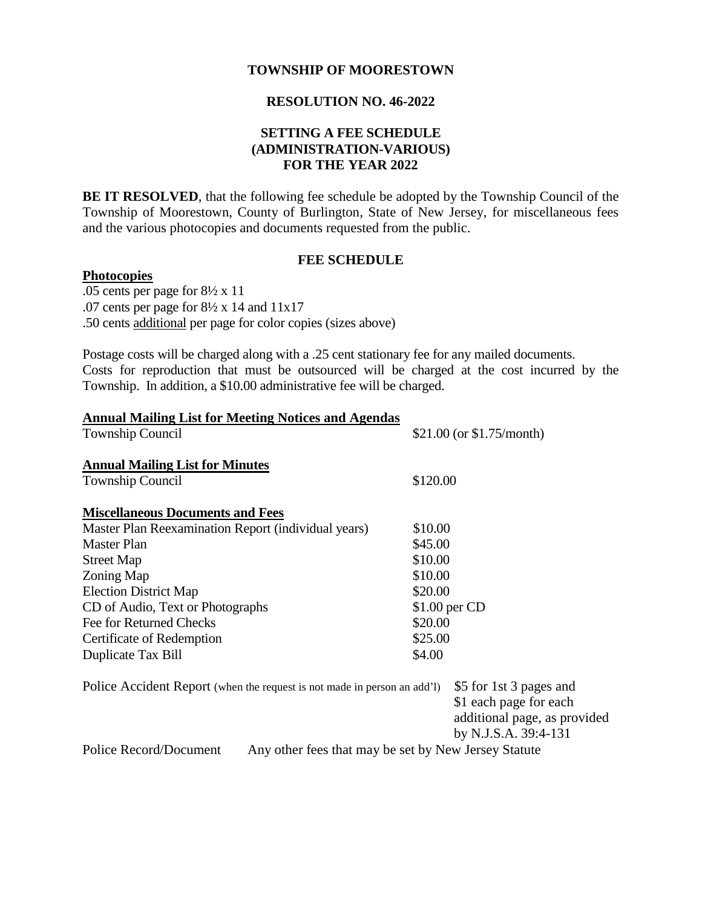# TOWNSHIP OF MOORESTOWN

## RESOLUTION NO. 46-2022

## SETTING A FEE SCHEDULE (ADMINISTRATION-VARIOUS) FOR THE YEAR 2022

**BE IT RESOLVED**, that the following fee schedule be adopted by the Township Council of the Township of Moorestown, County of Burlington, State of New Jersey, for miscellaneous fees and the various photocopies and documents requested from the public.

### FEE SCHEDULE

**Photocopies**

.05 cents per page for 8½ x 11
.07 cents per page for 8½ x 14 and 11x17
.50 cents additional per page for color copies (sizes above)

Postage costs will be charged along with a .25 cent stationary fee for any mailed documents. Costs for reproduction that must be outsourced will be charged at the cost incurred by the Township. In addition, a $10.00 administrative fee will be charged.

**Annual Mailing List for Meeting Notices and Agendas**

| | |
|---|---|
| Township Council | $21.00 (or $1.75/month) |

**Annual Mailing List for Minutes**

| | |
|---|---|
| Township Council | $120.00 |

**Miscellaneous Documents and Fees**

| | |
|---|---|
| Master Plan Reexamination Report (individual years) | $10.00 |
| Master Plan | $45.00 |
| Street Map | $10.00 |
| Zoning Map | $10.00 |
| Election District Map | $20.00 |
| CD of Audio, Text or Photographs | $1.00 per CD |
| Fee for Returned Checks | $20.00 |
| Certificate of Redemption | $25.00 |
| Duplicate Tax Bill | $4.00 |
| Police Accident Report (when the request is not made in person an add'l) | $5 for 1st 3 pages and $1 each page for each additional page, as provided by N.J.S.A. 39:4-131 |
| Police Record/Document | Any other fees that may be set by New Jersey Statute |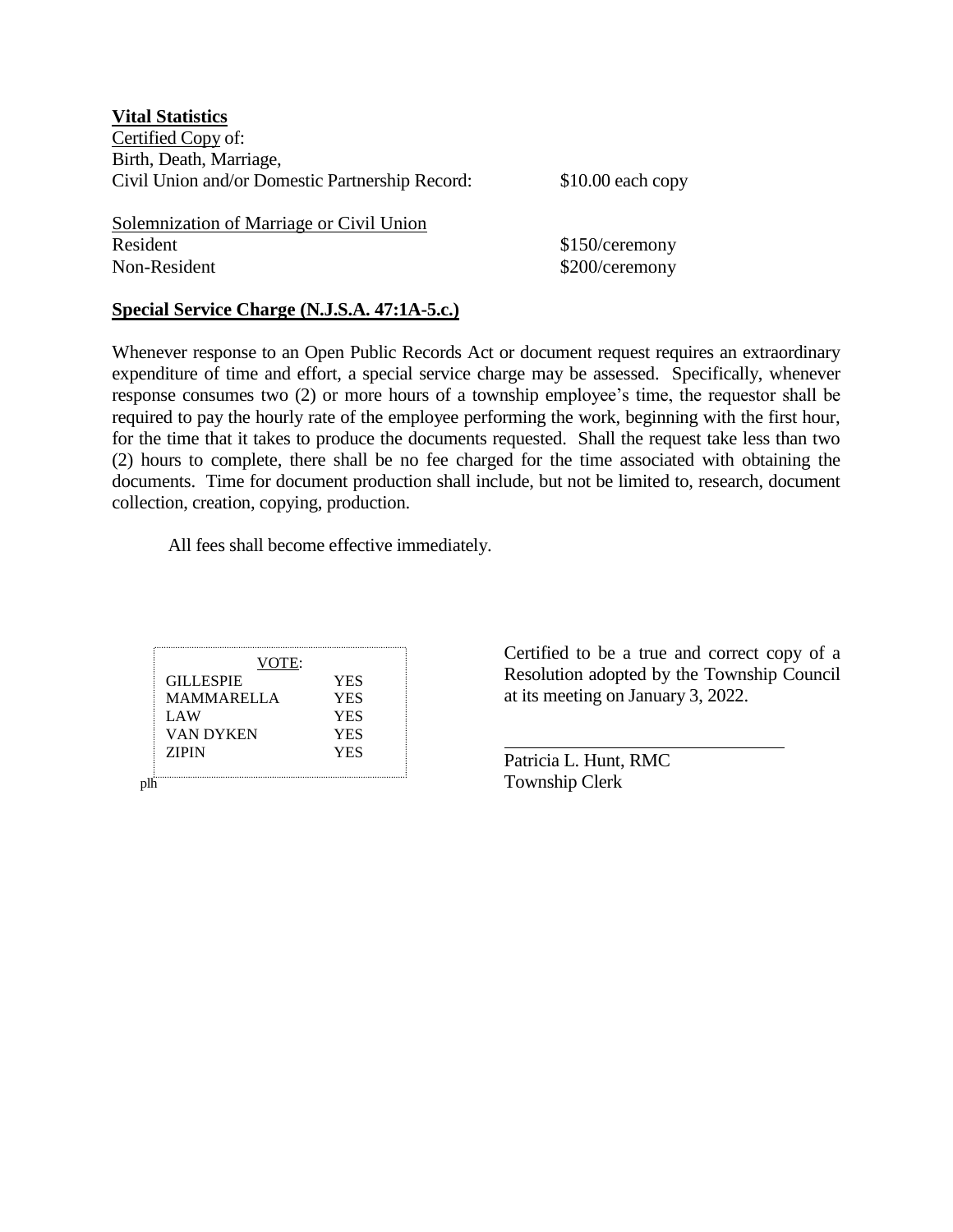**Vital Statistics**

Certified Copy of:
Birth, Death, Marriage,
Civil Union and/or Domestic Partnership Record: $10.00 each copy

Solemnization of Marriage or Civil Union
Resident $150/ceremony
Non-Resident $200/ceremony

**Special Service Charge (N.J.S.A. 47:1A-5.c.)**

Whenever response to an Open Public Records Act or document request requires an extraordinary expenditure of time and effort, a special service charge may be assessed. Specifically, whenever response consumes two (2) or more hours of a township employee's time, the requestor shall be required to pay the hourly rate of the employee performing the work, beginning with the first hour, for the time that it takes to produce the documents requested. Shall the request take less than two (2) hours to complete, there shall be no fee charged for the time associated with obtaining the documents. Time for document production shall include, but not be limited to, research, document collection, creation, copying, production.

All fees shall become effective immediately.

| VOTE: | |
|---|---|
| GILLESPIE | YES |
| MAMMARELLA | YES |
| LAW | YES |
| VAN DYKEN | YES |
| ZIPIN | YES |

plh

Certified to be a true and correct copy of a Resolution adopted by the Township Council at its meeting on January 3, 2022.

Patricia L. Hunt, RMC
Township Clerk